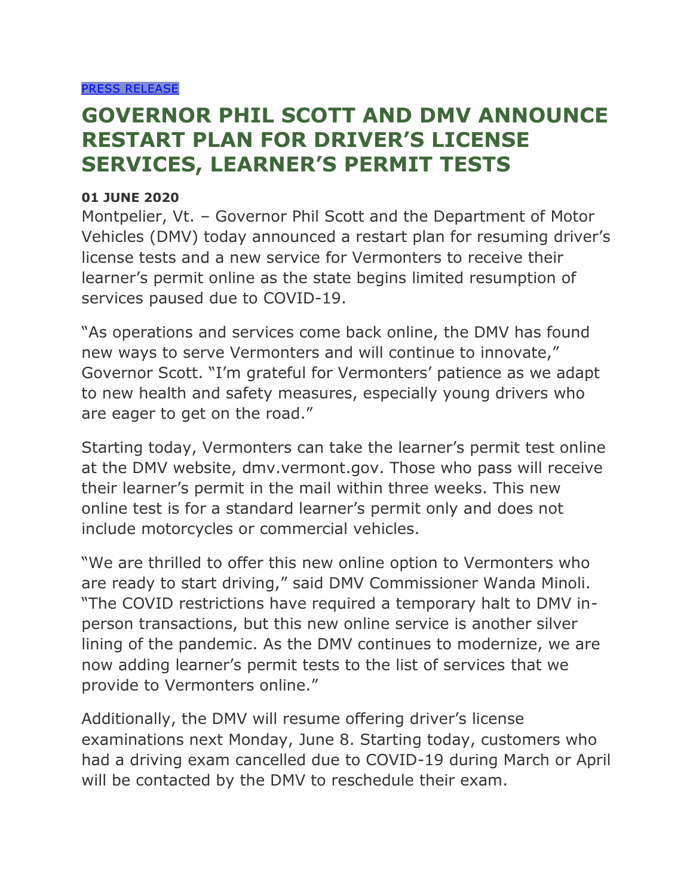PRESS RELEASE

# GOVERNOR PHIL SCOTT AND DMV ANNOUNCE RESTART PLAN FOR DRIVER'S LICENSE SERVICES, LEARNER'S PERMIT TESTS

**01 JUNE 2020**

Montpelier, Vt. – Governor Phil Scott and the Department of Motor Vehicles (DMV) today announced a restart plan for resuming driver's license tests and a new service for Vermonters to receive their learner's permit online as the state begins limited resumption of services paused due to COVID-19.

"As operations and services come back online, the DMV has found new ways to serve Vermonters and will continue to innovate," Governor Scott. "I'm grateful for Vermonters' patience as we adapt to new health and safety measures, especially young drivers who are eager to get on the road."

Starting today, Vermonters can take the learner's permit test online at the DMV website, dmv.vermont.gov. Those who pass will receive their learner's permit in the mail within three weeks. This new online test is for a standard learner's permit only and does not include motorcycles or commercial vehicles.

"We are thrilled to offer this new online option to Vermonters who are ready to start driving," said DMV Commissioner Wanda Minoli. "The COVID restrictions have required a temporary halt to DMV in-person transactions, but this new online service is another silver lining of the pandemic. As the DMV continues to modernize, we are now adding learner's permit tests to the list of services that we provide to Vermonters online."

Additionally, the DMV will resume offering driver's license examinations next Monday, June 8. Starting today, customers who had a driving exam cancelled due to COVID-19 during March or April will be contacted by the DMV to reschedule their exam.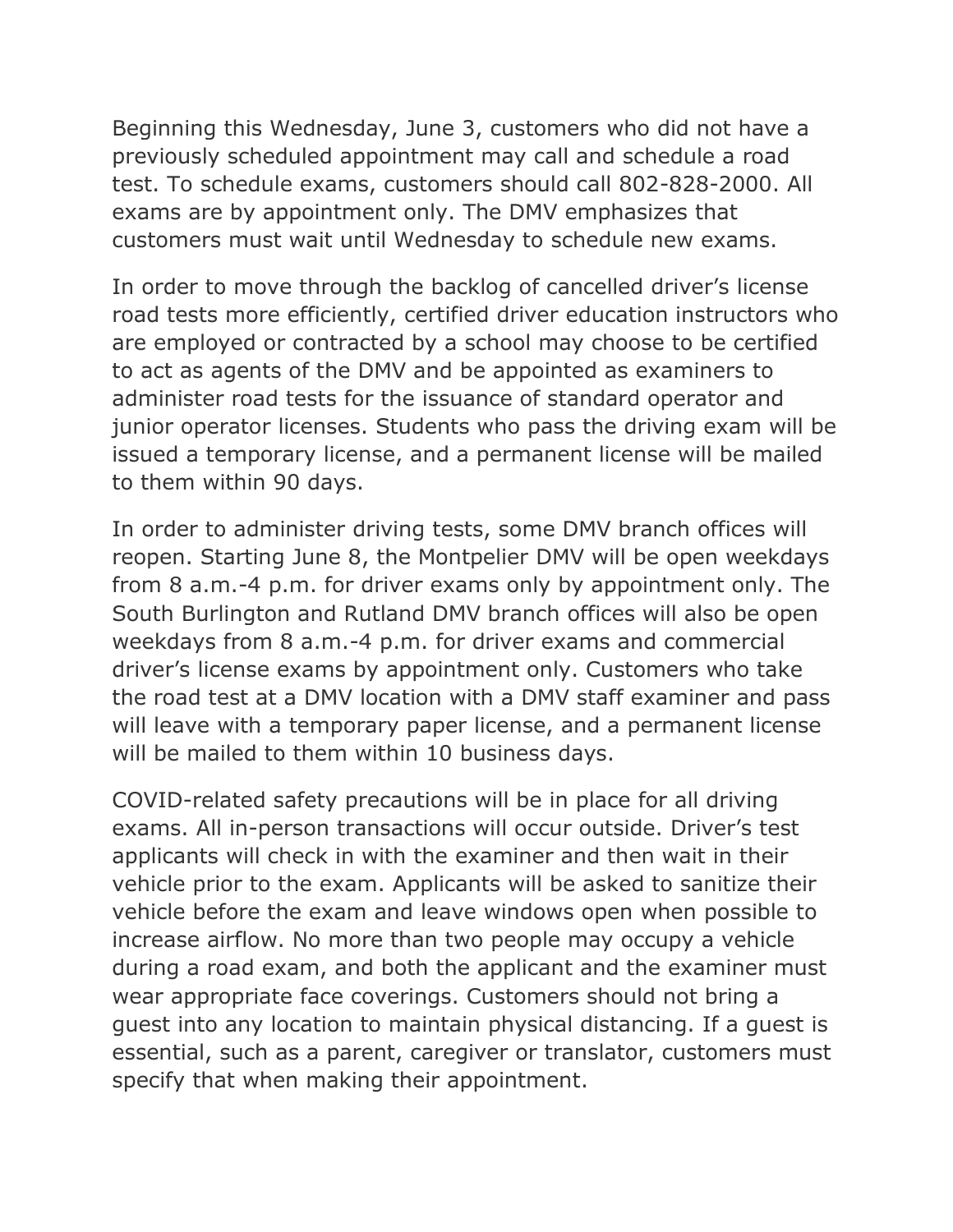Beginning this Wednesday, June 3, customers who did not have a previously scheduled appointment may call and schedule a road test. To schedule exams, customers should call 802-828-2000. All exams are by appointment only. The DMV emphasizes that customers must wait until Wednesday to schedule new exams.

In order to move through the backlog of cancelled driver's license road tests more efficiently, certified driver education instructors who are employed or contracted by a school may choose to be certified to act as agents of the DMV and be appointed as examiners to administer road tests for the issuance of standard operator and junior operator licenses. Students who pass the driving exam will be issued a temporary license, and a permanent license will be mailed to them within 90 days.

In order to administer driving tests, some DMV branch offices will reopen. Starting June 8, the Montpelier DMV will be open weekdays from 8 a.m.-4 p.m. for driver exams only by appointment only. The South Burlington and Rutland DMV branch offices will also be open weekdays from 8 a.m.-4 p.m. for driver exams and commercial driver's license exams by appointment only. Customers who take the road test at a DMV location with a DMV staff examiner and pass will leave with a temporary paper license, and a permanent license will be mailed to them within 10 business days.

COVID-related safety precautions will be in place for all driving exams. All in-person transactions will occur outside. Driver's test applicants will check in with the examiner and then wait in their vehicle prior to the exam. Applicants will be asked to sanitize their vehicle before the exam and leave windows open when possible to increase airflow. No more than two people may occupy a vehicle during a road exam, and both the applicant and the examiner must wear appropriate face coverings. Customers should not bring a guest into any location to maintain physical distancing. If a guest is essential, such as a parent, caregiver or translator, customers must specify that when making their appointment.